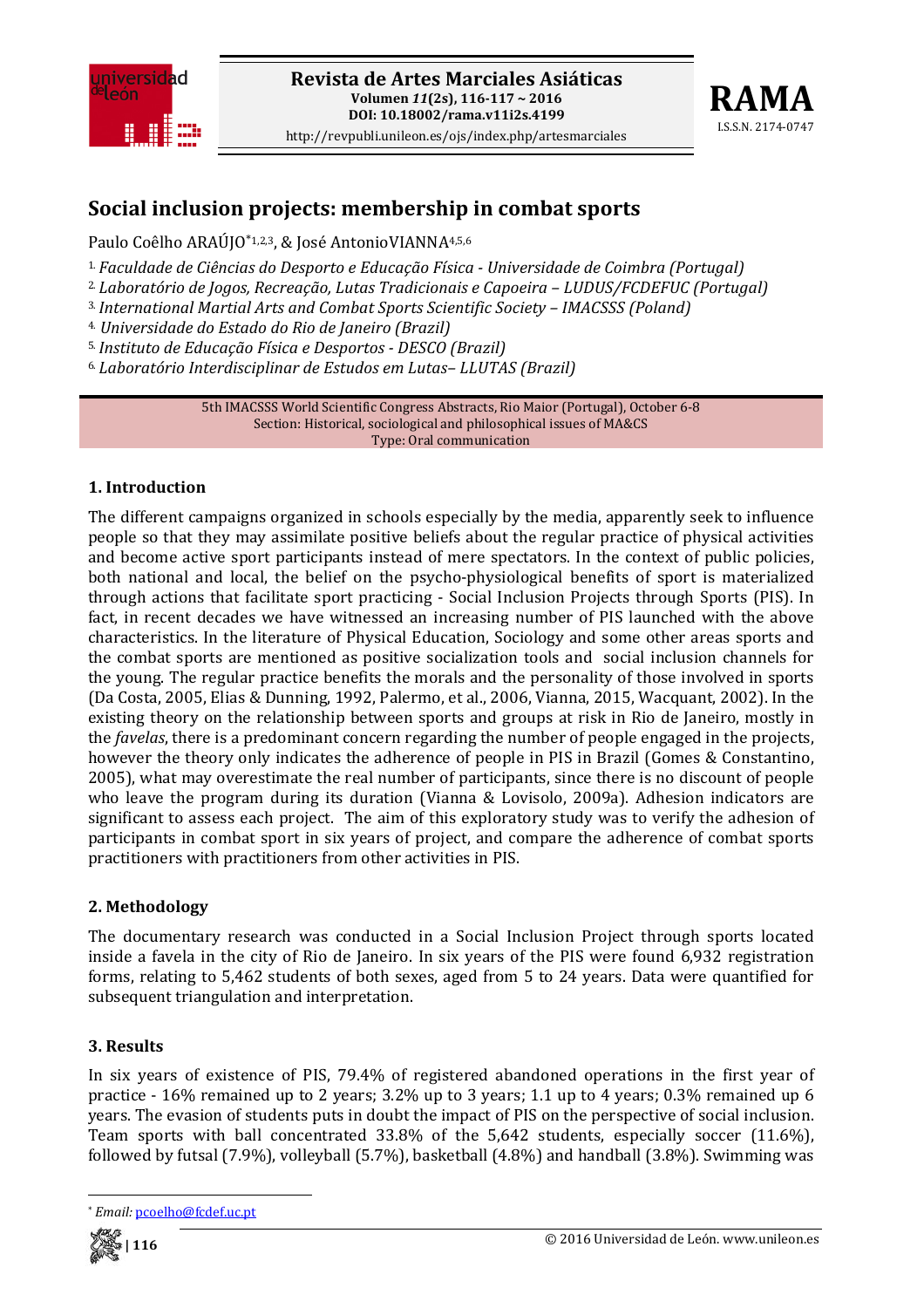# Social inclusion projects: membership in combat sports

Paulo Coêlho ARAÚJO*[1,2,3], & José AntonioVIANNA[4,5,6]

[1] *Faculdade de Ciências do Desporto e Educação Física - Universidade de Coimbra (Portugal)*
[2] *Laboratório de Jogos, Recreação, Lutas Tradicionais e Capoeira – LUDUS/FCDEFUC (Portugal)*
[3] *International Martial Arts and Combat Sports Scientific Society – IMACSSS (Poland)*
[4] *Universidade do Estado do Rio de Janeiro (Brazil)*
[5] *Instituto de Educação Física e Desportos - DESCO (Brazil)*
[6] *Laboratório Interdisciplinar de Estudos em Lutas– LLUTAS (Brazil)*

5th IMACSSS World Scientific Congress Abstracts, Rio Maior (Portugal), October 6-8
Section: Historical, sociological and philosophical issues of MA&CS
Type: Oral communication

## 1. Introduction

The different campaigns organized in schools especially by the media, apparently seek to influence people so that they may assimilate positive beliefs about the regular practice of physical activities and become active sport participants instead of mere spectators. In the context of public policies, both national and local, the belief on the psycho-physiological benefits of sport is materialized through actions that facilitate sport practicing - Social Inclusion Projects through Sports (PIS). In fact, in recent decades we have witnessed an increasing number of PIS launched with the above characteristics. In the literature of Physical Education, Sociology and some other areas sports and the combat sports are mentioned as positive socialization tools and social inclusion channels for the young. The regular practice benefits the morals and the personality of those involved in sports (Da Costa, 2005, Elias & Dunning, 1992, Palermo, et al., 2006, Vianna, 2015, Wacquant, 2002). In the existing theory on the relationship between sports and groups at risk in Rio de Janeiro, mostly in the *favelas*, there is a predominant concern regarding the number of people engaged in the projects, however the theory only indicates the adherence of people in PIS in Brazil (Gomes & Constantino, 2005), what may overestimate the real number of participants, since there is no discount of people who leave the program during its duration (Vianna & Lovisolo, 2009a). Adhesion indicators are significant to assess each project. The aim of this exploratory study was to verify the adhesion of participants in combat sport in six years of project, and compare the adherence of combat sports practitioners with practitioners from other activities in PIS.

## 2. Methodology

The documentary research was conducted in a Social Inclusion Project through sports located inside a favela in the city of Rio de Janeiro. In six years of the PIS were found 6,932 registration forms, relating to 5,462 students of both sexes, aged from 5 to 24 years. Data were quantified for subsequent triangulation and interpretation.

## 3. Results

In six years of existence of PIS, 79.4% of registered abandoned operations in the first year of practice - 16% remained up to 2 years; 3.2% up to 3 years; 1.1 up to 4 years; 0.3% remained up 6 years. The evasion of students puts in doubt the impact of PIS on the perspective of social inclusion. Team sports with ball concentrated 33.8% of the 5,642 students, especially soccer (11.6%), followed by futsal (7.9%), volleyball (5.7%), basketball (4.8%) and handball (3.8%). Swimming was

* *Email:* pcoelho@fcdef.uc.pt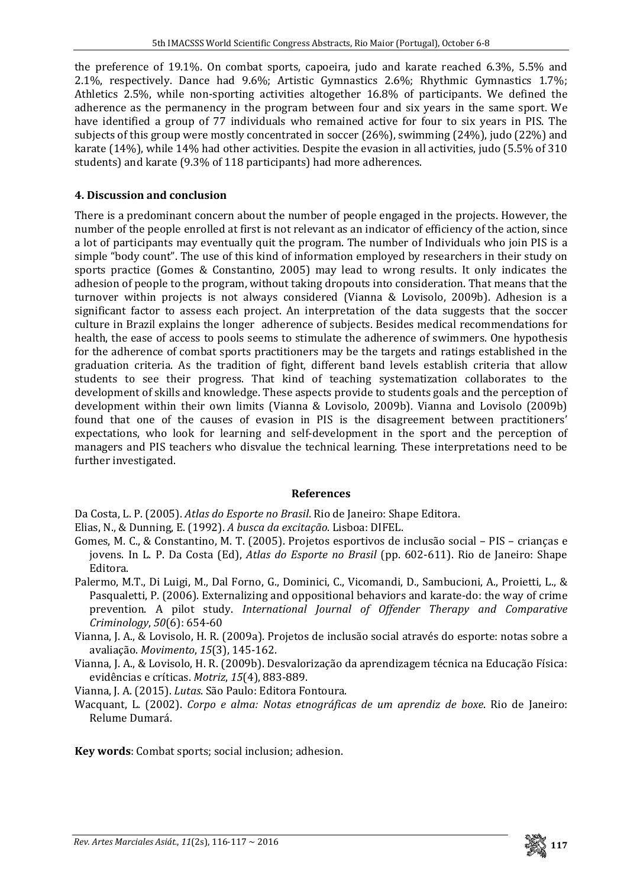the preference of 19.1%. On combat sports, capoeira, judo and karate reached 6.3%, 5.5% and 2.1%, respectively. Dance had 9.6%; Artistic Gymnastics 2.6%; Rhythmic Gymnastics 1.7%; Athletics 2.5%, while non-sporting activities altogether 16.8% of participants. We defined the adherence as the permanency in the program between four and six years in the same sport. We have identified a group of 77 individuals who remained active for four to six years in PIS. The subjects of this group were mostly concentrated in soccer (26%), swimming (24%), judo (22%) and karate (14%), while 14% had other activities. Despite the evasion in all activities, judo (5.5% of 310 students) and karate (9.3% of 118 participants) had more adherences.

## 4. Discussion and conclusion

There is a predominant concern about the number of people engaged in the projects. However, the number of the people enrolled at first is not relevant as an indicator of efficiency of the action, since a lot of participants may eventually quit the program. The number of Individuals who join PIS is a simple "body count". The use of this kind of information employed by researchers in their study on sports practice (Gomes & Constantino, 2005) may lead to wrong results. It only indicates the adhesion of people to the program, without taking dropouts into consideration. That means that the turnover within projects is not always considered (Vianna & Lovisolo, 2009b). Adhesion is a significant factor to assess each project. An interpretation of the data suggests that the soccer culture in Brazil explains the longer adherence of subjects. Besides medical recommendations for health, the ease of access to pools seems to stimulate the adherence of swimmers. One hypothesis for the adherence of combat sports practitioners may be the targets and ratings established in the graduation criteria. As the tradition of fight, different band levels establish criteria that allow students to see their progress. That kind of teaching systematization collaborates to the development of skills and knowledge. These aspects provide to students goals and the perception of development within their own limits (Vianna & Lovisolo, 2009b). Vianna and Lovisolo (2009b) found that one of the causes of evasion in PIS is the disagreement between practitioners' expectations, who look for learning and self-development in the sport and the perception of managers and PIS teachers who disvalue the technical learning. These interpretations need to be further investigated.

## References

Da Costa, L. P. (2005). *Atlas do Esporte no Brasil*. Rio de Janeiro: Shape Editora.

Elias, N., & Dunning, E. (1992). *A busca da excitação*. Lisboa: DIFEL.

Gomes, M. C., & Constantino, M. T. (2005). Projetos esportivos de inclusão social – PIS – crianças e jovens. In L. P. Da Costa (Ed), *Atlas do Esporte no Brasil* (pp. 602-611). Rio de Janeiro: Shape Editora.

Palermo, M.T., Di Luigi, M., Dal Forno, G., Dominici, C., Vicomandi, D., Sambucioni, A., Proietti, L., & Pasqualetti, P. (2006). Externalizing and oppositional behaviors and karate-do: the way of crime prevention. A pilot study. *International Journal of Offender Therapy and Comparative Criminology*, *50*(6): 654-60

Vianna, J. A., & Lovisolo, H. R. (2009a). Projetos de inclusão social através do esporte: notas sobre a avaliação. *Movimento*, *15*(3), 145-162.

Vianna, J. A., & Lovisolo, H. R. (2009b). Desvalorização da aprendizagem técnica na Educação Física: evidências e críticas. *Motriz*, *15*(4), 883-889.

Vianna, J. A. (2015). *Lutas*. São Paulo: Editora Fontoura.

Wacquant, L. (2002). *Corpo e alma: Notas etnográficas de um aprendiz de boxe*. Rio de Janeiro: Relume Dumará.

**Key words**: Combat sports; social inclusion; adhesion.